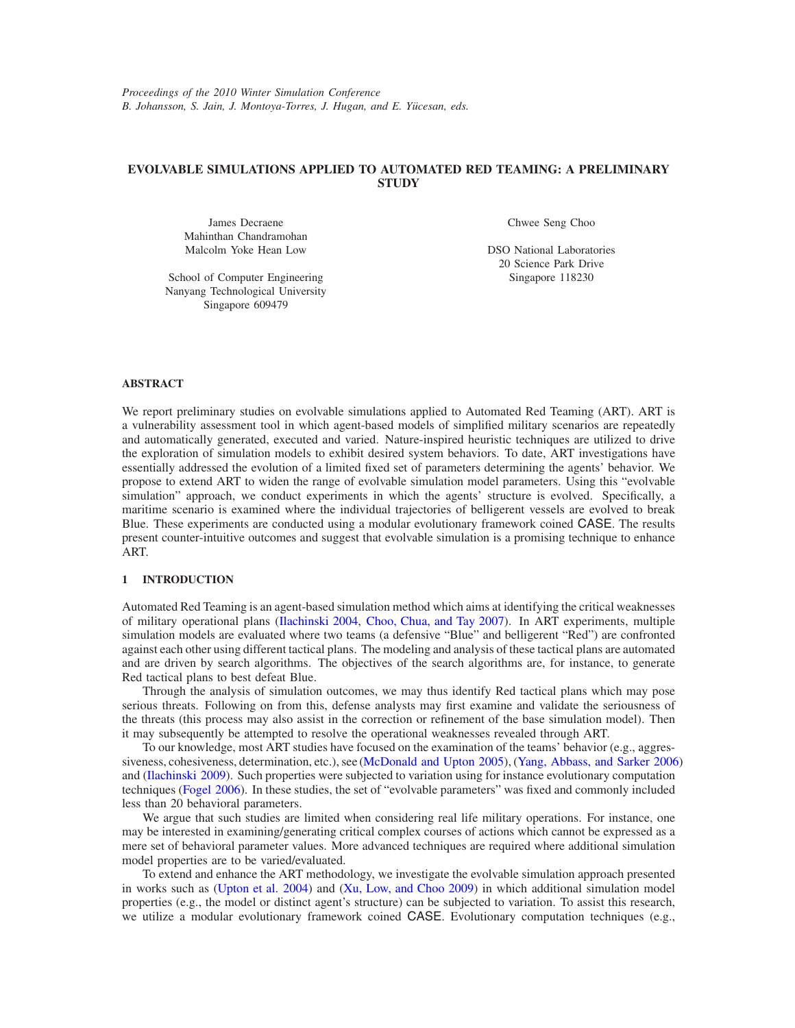*Proceedings of the 2010 Winter Simulation Conference*
*B. Johansson, S. Jain, J. Montoya-Torres, J. Hugan, and E. Yücesan, eds.*

# EVOLVABLE SIMULATIONS APPLIED TO AUTOMATED RED TEAMING: A PRELIMINARY STUDY

James Decraene
Mahinthan Chandramohan
Malcolm Yoke Hean Low

School of Computer Engineering
Nanyang Technological University
Singapore 609479

Chwee Seng Choo

DSO National Laboratories
20 Science Park Drive
Singapore 118230

## ABSTRACT

We report preliminary studies on evolvable simulations applied to Automated Red Teaming (ART). ART is a vulnerability assessment tool in which agent-based models of simplified military scenarios are repeatedly and automatically generated, executed and varied. Nature-inspired heuristic techniques are utilized to drive the exploration of simulation models to exhibit desired system behaviors. To date, ART investigations have essentially addressed the evolution of a limited fixed set of parameters determining the agents' behavior. We propose to extend ART to widen the range of evolvable simulation model parameters. Using this "evolvable simulation" approach, we conduct experiments in which the agents' structure is evolved. Specifically, a maritime scenario is examined where the individual trajectories of belligerent vessels are evolved to break Blue. These experiments are conducted using a modular evolutionary framework coined CASE. The results present counter-intuitive outcomes and suggest that evolvable simulation is a promising technique to enhance ART.

## 1 INTRODUCTION

Automated Red Teaming is an agent-based simulation method which aims at identifying the critical weaknesses of military operational plans (Ilachinski 2004, Choo, Chua, and Tay 2007). In ART experiments, multiple simulation models are evaluated where two teams (a defensive "Blue" and belligerent "Red") are confronted against each other using different tactical plans. The modeling and analysis of these tactical plans are automated and are driven by search algorithms. The objectives of the search algorithms are, for instance, to generate Red tactical plans to best defeat Blue.

Through the analysis of simulation outcomes, we may thus identify Red tactical plans which may pose serious threats. Following on from this, defense analysts may first examine and validate the seriousness of the threats (this process may also assist in the correction or refinement of the base simulation model). Then it may subsequently be attempted to resolve the operational weaknesses revealed through ART.

To our knowledge, most ART studies have focused on the examination of the teams' behavior (e.g., aggressiveness, cohesiveness, determination, etc.), see (McDonald and Upton 2005), (Yang, Abbass, and Sarker 2006) and (Ilachinski 2009). Such properties were subjected to variation using for instance evolutionary computation techniques (Fogel 2006). In these studies, the set of "evolvable parameters" was fixed and commonly included less than 20 behavioral parameters.

We argue that such studies are limited when considering real life military operations. For instance, one may be interested in examining/generating critical complex courses of actions which cannot be expressed as a mere set of behavioral parameter values. More advanced techniques are required where additional simulation model properties are to be varied/evaluated.

To extend and enhance the ART methodology, we investigate the evolvable simulation approach presented in works such as (Upton et al. 2004) and (Xu, Low, and Choo 2009) in which additional simulation model properties (e.g., the model or distinct agent's structure) can be subjected to variation. To assist this research, we utilize a modular evolutionary framework coined CASE. Evolutionary computation techniques (e.g.,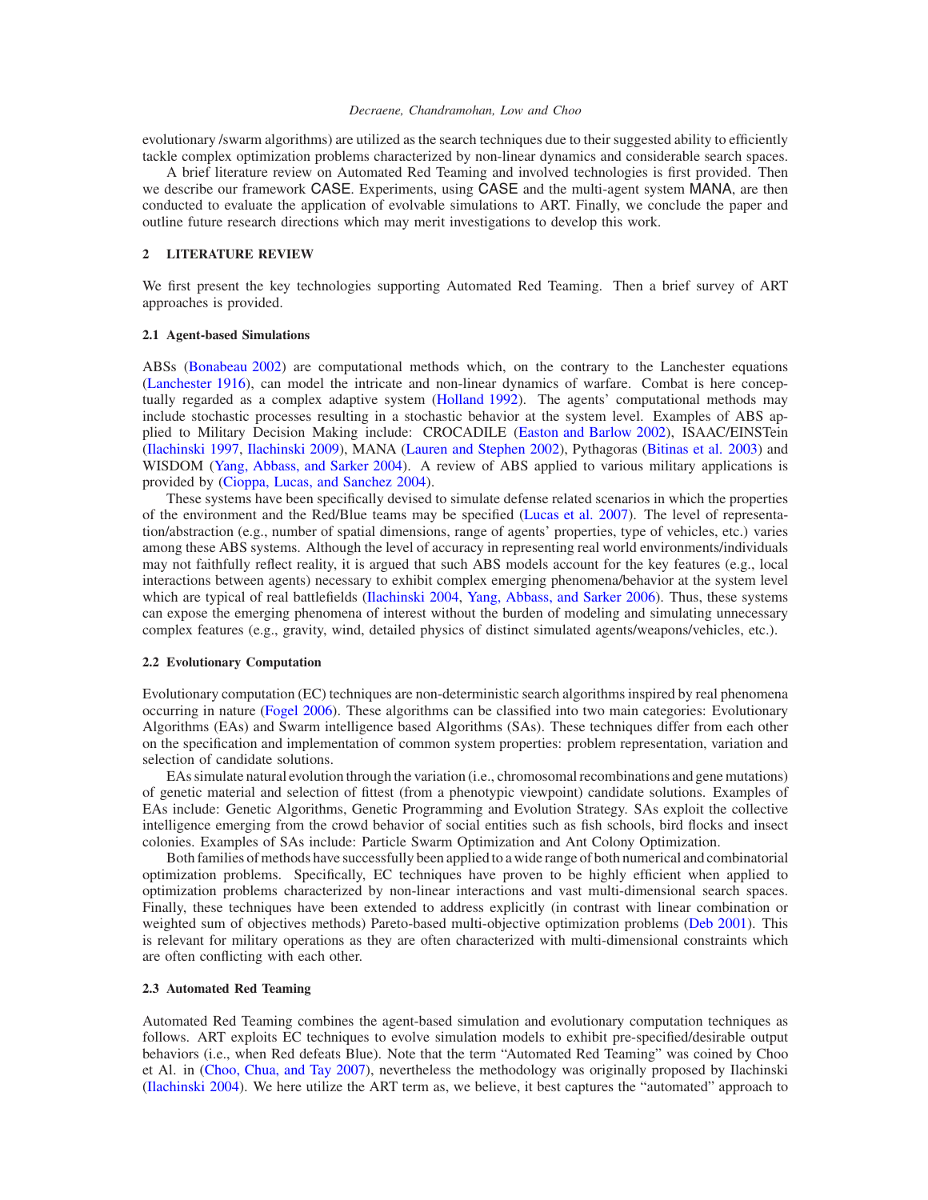evolutionary /swarm algorithms) are utilized as the search techniques due to their suggested ability to efficiently tackle complex optimization problems characterized by non-linear dynamics and considerable search spaces.

A brief literature review on Automated Red Teaming and involved technologies is first provided. Then we describe our framework CASE. Experiments, using CASE and the multi-agent system MANA, are then conducted to evaluate the application of evolvable simulations to ART. Finally, we conclude the paper and outline future research directions which may merit investigations to develop this work.

## 2 LITERATURE REVIEW

We first present the key technologies supporting Automated Red Teaming. Then a brief survey of ART approaches is provided.

### 2.1 Agent-based Simulations

ABSs (Bonabeau 2002) are computational methods which, on the contrary to the Lanchester equations (Lanchester 1916), can model the intricate and non-linear dynamics of warfare. Combat is here conceptually regarded as a complex adaptive system (Holland 1992). The agents' computational methods may include stochastic processes resulting in a stochastic behavior at the system level. Examples of ABS applied to Military Decision Making include: CROCADILE (Easton and Barlow 2002), ISAAC/EINSTein (Ilachinski 1997, Ilachinski 2009), MANA (Lauren and Stephen 2002), Pythagoras (Bitinas et al. 2003) and WISDOM (Yang, Abbass, and Sarker 2004). A review of ABS applied to various military applications is provided by (Cioppa, Lucas, and Sanchez 2004).

These systems have been specifically devised to simulate defense related scenarios in which the properties of the environment and the Red/Blue teams may be specified (Lucas et al. 2007). The level of representation/abstraction (e.g., number of spatial dimensions, range of agents' properties, type of vehicles, etc.) varies among these ABS systems. Although the level of accuracy in representing real world environments/individuals may not faithfully reflect reality, it is argued that such ABS models account for the key features (e.g., local interactions between agents) necessary to exhibit complex emerging phenomena/behavior at the system level which are typical of real battlefields (Ilachinski 2004, Yang, Abbass, and Sarker 2006). Thus, these systems can expose the emerging phenomena of interest without the burden of modeling and simulating unnecessary complex features (e.g., gravity, wind, detailed physics of distinct simulated agents/weapons/vehicles, etc.).

### 2.2 Evolutionary Computation

Evolutionary computation (EC) techniques are non-deterministic search algorithms inspired by real phenomena occurring in nature (Fogel 2006). These algorithms can be classified into two main categories: Evolutionary Algorithms (EAs) and Swarm intelligence based Algorithms (SAs). These techniques differ from each other on the specification and implementation of common system properties: problem representation, variation and selection of candidate solutions.

EAs simulate natural evolution through the variation (i.e., chromosomal recombinations and gene mutations) of genetic material and selection of fittest (from a phenotypic viewpoint) candidate solutions. Examples of EAs include: Genetic Algorithms, Genetic Programming and Evolution Strategy. SAs exploit the collective intelligence emerging from the crowd behavior of social entities such as fish schools, bird flocks and insect colonies. Examples of SAs include: Particle Swarm Optimization and Ant Colony Optimization.

Both families of methods have successfully been applied to a wide range of both numerical and combinatorial optimization problems. Specifically, EC techniques have proven to be highly efficient when applied to optimization problems characterized by non-linear interactions and vast multi-dimensional search spaces. Finally, these techniques have been extended to address explicitly (in contrast with linear combination or weighted sum of objectives methods) Pareto-based multi-objective optimization problems (Deb 2001). This is relevant for military operations as they are often characterized with multi-dimensional constraints which are often conflicting with each other.

### 2.3 Automated Red Teaming

Automated Red Teaming combines the agent-based simulation and evolutionary computation techniques as follows. ART exploits EC techniques to evolve simulation models to exhibit pre-specified/desirable output behaviors (i.e., when Red defeats Blue). Note that the term "Automated Red Teaming" was coined by Choo et Al. in (Choo, Chua, and Tay 2007), nevertheless the methodology was originally proposed by Ilachinski (Ilachinski 2004). We here utilize the ART term as, we believe, it best captures the "automated" approach to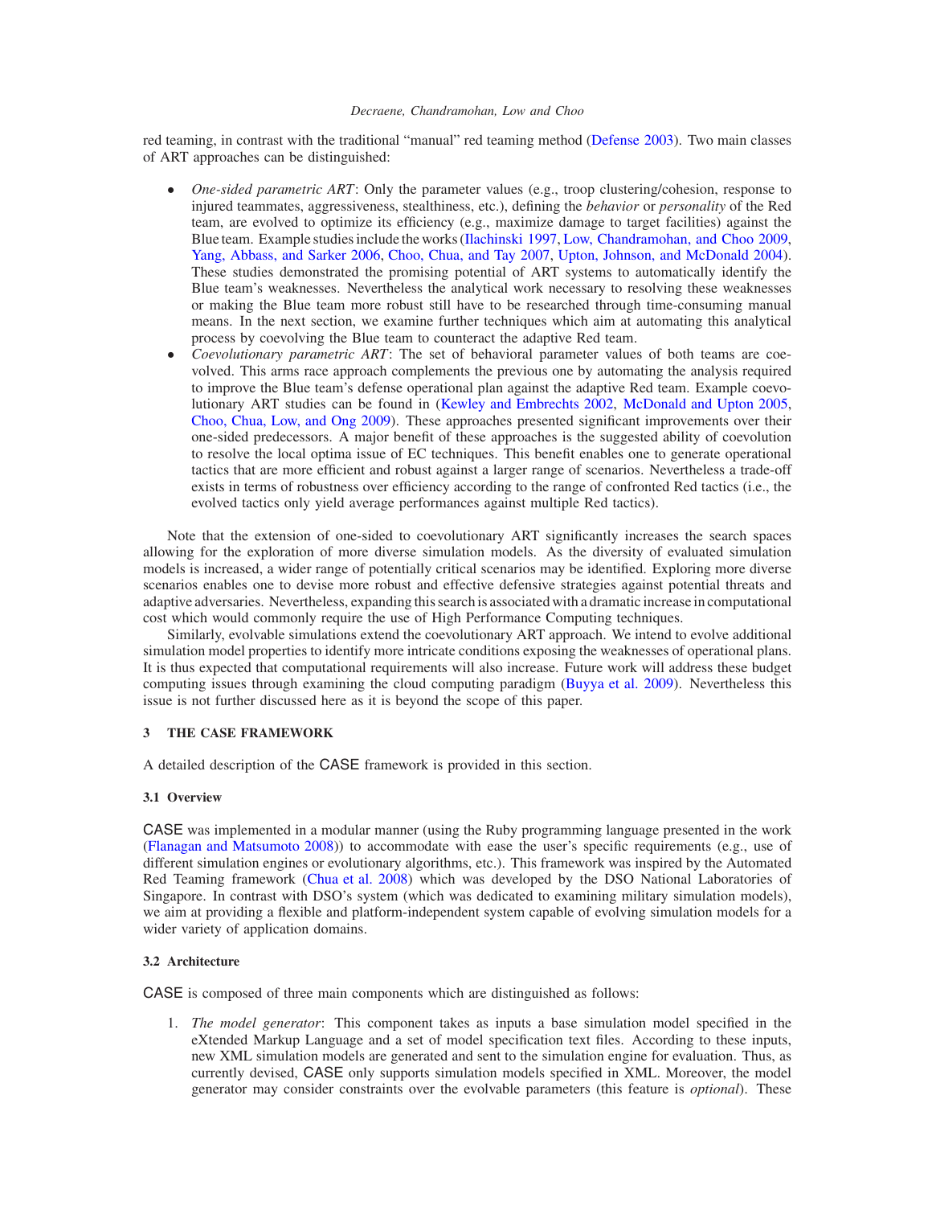red teaming, in contrast with the traditional "manual" red teaming method (Defense 2003). Two main classes of ART approaches can be distinguished:

- *One-sided parametric ART*: Only the parameter values (e.g., troop clustering/cohesion, response to injured teammates, aggressiveness, stealthiness, etc.), defining the *behavior* or *personality* of the Red team, are evolved to optimize its efficiency (e.g., maximize damage to target facilities) against the Blue team. Example studies include the works (Ilachinski 1997, Low, Chandramohan, and Choo 2009, Yang, Abbass, and Sarker 2006, Choo, Chua, and Tay 2007, Upton, Johnson, and McDonald 2004). These studies demonstrated the promising potential of ART systems to automatically identify the Blue team's weaknesses. Nevertheless the analytical work necessary to resolving these weaknesses or making the Blue team more robust still have to be researched through time-consuming manual means. In the next section, we examine further techniques which aim at automating this analytical process by coevolving the Blue team to counteract the adaptive Red team.
- *Coevolutionary parametric ART*: The set of behavioral parameter values of both teams are coevolved. This arms race approach complements the previous one by automating the analysis required to improve the Blue team's defense operational plan against the adaptive Red team. Example coevolutionary ART studies can be found in (Kewley and Embrechts 2002, McDonald and Upton 2005, Choo, Chua, Low, and Ong 2009). These approaches presented significant improvements over their one-sided predecessors. A major benefit of these approaches is the suggested ability of coevolution to resolve the local optima issue of EC techniques. This benefit enables one to generate operational tactics that are more efficient and robust against a larger range of scenarios. Nevertheless a trade-off exists in terms of robustness over efficiency according to the range of confronted Red tactics (i.e., the evolved tactics only yield average performances against multiple Red tactics).

Note that the extension of one-sided to coevolutionary ART significantly increases the search spaces allowing for the exploration of more diverse simulation models. As the diversity of evaluated simulation models is increased, a wider range of potentially critical scenarios may be identified. Exploring more diverse scenarios enables one to devise more robust and effective defensive strategies against potential threats and adaptive adversaries. Nevertheless, expanding this search is associated with a dramatic increase in computational cost which would commonly require the use of High Performance Computing techniques.

Similarly, evolvable simulations extend the coevolutionary ART approach. We intend to evolve additional simulation model properties to identify more intricate conditions exposing the weaknesses of operational plans. It is thus expected that computational requirements will also increase. Future work will address these budget computing issues through examining the cloud computing paradigm (Buyya et al. 2009). Nevertheless this issue is not further discussed here as it is beyond the scope of this paper.

## 3 THE CASE FRAMEWORK

A detailed description of the CASE framework is provided in this section.

### 3.1 Overview

CASE was implemented in a modular manner (using the Ruby programming language presented in the work (Flanagan and Matsumoto 2008)) to accommodate with ease the user's specific requirements (e.g., use of different simulation engines or evolutionary algorithms, etc.). This framework was inspired by the Automated Red Teaming framework (Chua et al. 2008) which was developed by the DSO National Laboratories of Singapore. In contrast with DSO's system (which was dedicated to examining military simulation models), we aim at providing a flexible and platform-independent system capable of evolving simulation models for a wider variety of application domains.

### 3.2 Architecture

CASE is composed of three main components which are distinguished as follows:

1. *The model generator*: This component takes as inputs a base simulation model specified in the eXtended Markup Language and a set of model specification text files. According to these inputs, new XML simulation models are generated and sent to the simulation engine for evaluation. Thus, as currently devised, CASE only supports simulation models specified in XML. Moreover, the model generator may consider constraints over the evolvable parameters (this feature is *optional*). These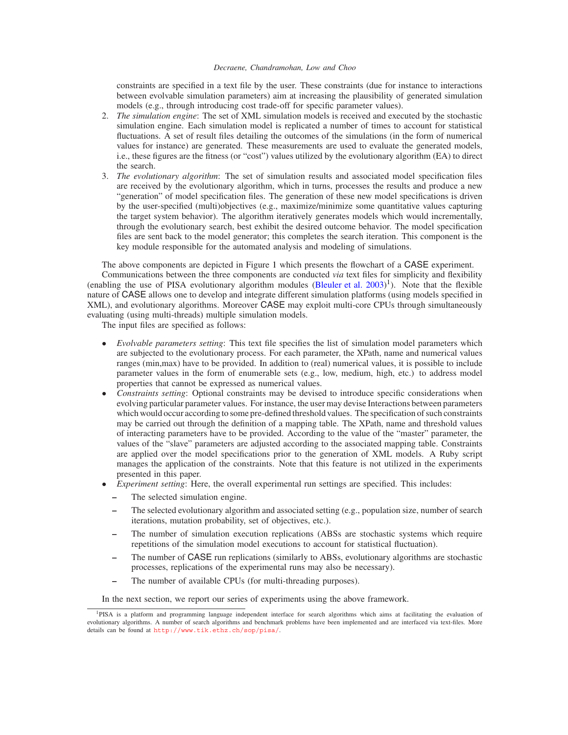constraints are specified in a text file by the user. These constraints (due for instance to interactions between evolvable simulation parameters) aim at increasing the plausibility of generated simulation models (e.g., through introducing cost trade-off for specific parameter values).

2. *The simulation engine*: The set of XML simulation models is received and executed by the stochastic simulation engine. Each simulation model is replicated a number of times to account for statistical fluctuations. A set of result files detailing the outcomes of the simulations (in the form of numerical values for instance) are generated. These measurements are used to evaluate the generated models, i.e., these figures are the fitness (or "cost") values utilized by the evolutionary algorithm (EA) to direct the search.
3. *The evolutionary algorithm*: The set of simulation results and associated model specification files are received by the evolutionary algorithm, which in turns, processes the results and produce a new "generation" of model specification files. The generation of these new model specifications is driven by the user-specified (multi)objectives (e.g., maximize/minimize some quantitative values capturing the target system behavior). The algorithm iteratively generates models which would incrementally, through the evolutionary search, best exhibit the desired outcome behavior. The model specification files are sent back to the model generator; this completes the search iteration. This component is the key module responsible for the automated analysis and modeling of simulations.

The above components are depicted in Figure 1 which presents the flowchart of a CASE experiment.

Communications between the three components are conducted *via* text files for simplicity and flexibility (enabling the use of PISA evolutionary algorithm modules (Bleuler et al. 2003)[1]). Note that the flexible nature of CASE allows one to develop and integrate different simulation platforms (using models specified in XML), and evolutionary algorithms. Moreover CASE may exploit multi-core CPUs through simultaneously evaluating (using multi-threads) multiple simulation models.

The input files are specified as follows:

- *Evolvable parameters setting*: This text file specifies the list of simulation model parameters which are subjected to the evolutionary process. For each parameter, the XPath, name and numerical values ranges (min,max) have to be provided. In addition to (real) numerical values, it is possible to include parameter values in the form of enumerable sets (e.g., low, medium, high, etc.) to address model properties that cannot be expressed as numerical values.
- *Constraints setting*: Optional constraints may be devised to introduce specific considerations when evolving particular parameter values. For instance, the user may devise Interactions between parameters which would occur according to some pre-defined threshold values. The specification of such constraints may be carried out through the definition of a mapping table. The XPath, name and threshold values of interacting parameters have to be provided. According to the value of the "master" parameter, the values of the "slave" parameters are adjusted according to the associated mapping table. Constraints are applied over the model specifications prior to the generation of XML models. A Ruby script manages the application of the constraints. Note that this feature is not utilized in the experiments presented in this paper.
- *Experiment setting*: Here, the overall experimental run settings are specified. This includes:
  - The selected simulation engine.
  - The selected evolutionary algorithm and associated setting (e.g., population size, number of search iterations, mutation probability, set of objectives, etc.).
  - The number of simulation execution replications (ABSs are stochastic systems which require repetitions of the simulation model executions to account for statistical fluctuation).
  - The number of CASE run replications (similarly to ABSs, evolutionary algorithms are stochastic processes, replications of the experimental runs may also be necessary).
  - The number of available CPUs (for multi-threading purposes).

In the next section, we report our series of experiments using the above framework.

[1]PISA is a platform and programming language independent interface for search algorithms which aims at facilitating the evaluation of evolutionary algorithms. A number of search algorithms and benchmark problems have been implemented and are interfaced via text-files. More details can be found at http://www.tik.ethz.ch/sop/pisa/.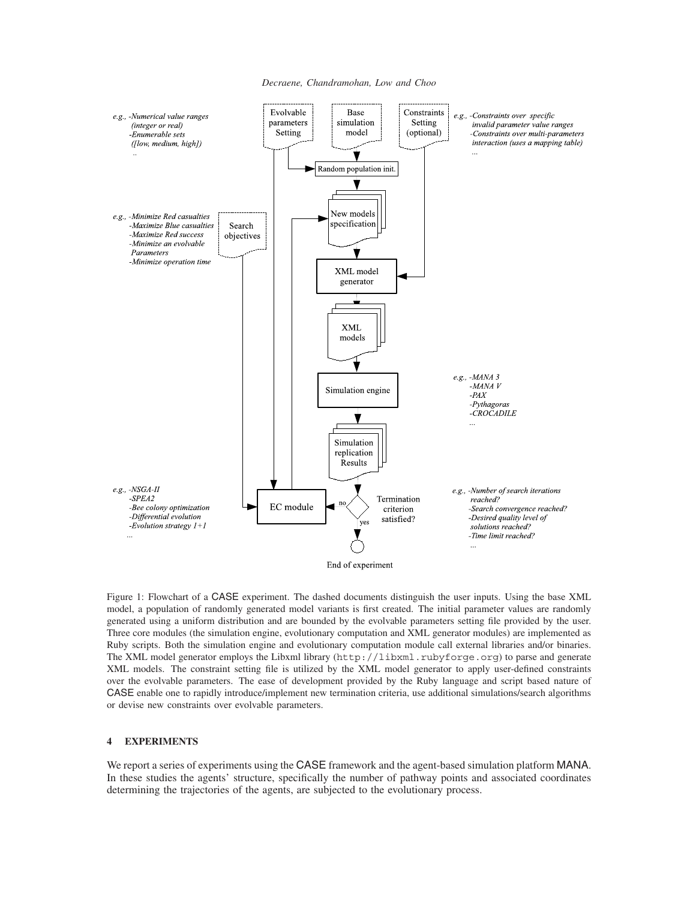Figure 1: Flowchart of a CASE experiment. The dashed documents distinguish the user inputs. Using the base XML model, a population of randomly generated model variants is first created. The initial parameter values are randomly generated using a uniform distribution and are bounded by the evolvable parameters setting file provided by the user. Three core modules (the simulation engine, evolutionary computation and XML generator modules) are implemented as Ruby scripts. Both the simulation engine and evolutionary computation module call external libraries and/or binaries. The XML model generator employs the Libxml library (`http://libxml.rubyforge.org`) to parse and generate XML models. The constraint setting file is utilized by the XML model generator to apply user-defined constraints over the evolvable parameters. The ease of development provided by the Ruby language and script based nature of CASE enable one to rapidly introduce/implement new termination criteria, use additional simulations/search algorithms or devise new constraints over evolvable parameters.

## 4 EXPERIMENTS

We report a series of experiments using the CASE framework and the agent-based simulation platform MANA. In these studies the agents' structure, specifically the number of pathway points and associated coordinates determining the trajectories of the agents, are subjected to the evolutionary process.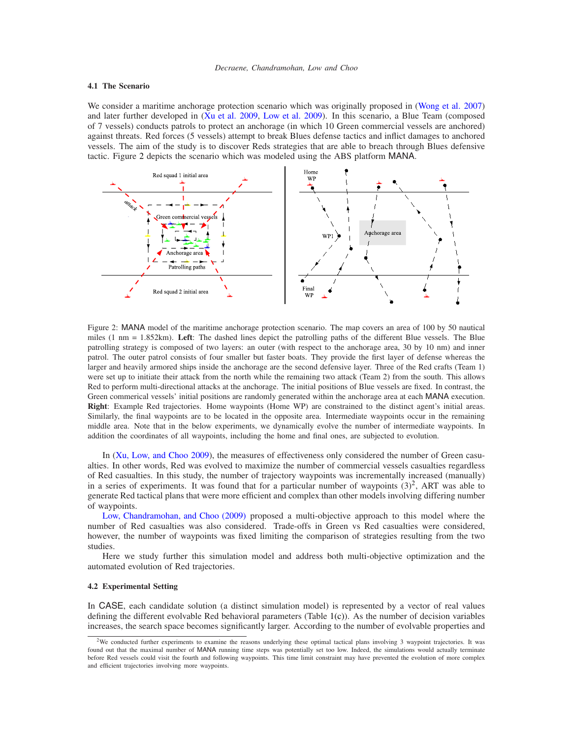### 4.1 The Scenario

We consider a maritime anchorage protection scenario which was originally proposed in (Wong et al. 2007) and later further developed in (Xu et al. 2009, Low et al. 2009). In this scenario, a Blue Team (composed of 7 vessels) conducts patrols to protect an anchorage (in which 10 Green commercial vessels are anchored) against threats. Red forces (5 vessels) attempt to break Blues defense tactics and inflict damages to anchored vessels. The aim of the study is to discover Reds strategies that are able to breach through Blues defensive tactic. Figure 2 depicts the scenario which was modeled using the ABS platform MANA.

Figure 2: MANA model of the maritime anchorage protection scenario. The map covers an area of 100 by 50 nautical miles (1 nm = 1.852km). **Left**: The dashed lines depict the patrolling paths of the different Blue vessels. The Blue patrolling strategy is composed of two layers: an outer (with respect to the anchorage area, 30 by 10 nm) and inner patrol. The outer patrol consists of four smaller but faster boats. They provide the first layer of defense whereas the larger and heavily armored ships inside the anchorage are the second defensive layer. Three of the Red crafts (Team 1) were set up to initiate their attack from the north while the remaining two attack (Team 2) from the south. This allows Red to perform multi-directional attacks at the anchorage. The initial positions of Blue vessels are fixed. In contrast, the Green commerical vessels' initial positions are randomly generated within the anchorage area at each MANA execution. **Right**: Example Red trajectories. Home waypoints (Home WP) are constrained to the distinct agent's initial areas. Similarly, the final waypoints are to be located in the opposite area. Intermediate waypoints occur in the remaining middle area. Note that in the below experiments, we dynamically evolve the number of intermediate waypoints. In addition the coordinates of all waypoints, including the home and final ones, are subjected to evolution.

In (Xu, Low, and Choo 2009), the measures of effectiveness only considered the number of Green casualties. In other words, Red was evolved to maximize the number of commercial vessels casualties regardless of Red casualties. In this study, the number of trajectory waypoints was incrementally increased (manually) in a series of experiments. It was found that for a particular number of waypoints (3)[2], ART was able to generate Red tactical plans that were more efficient and complex than other models involving differing number of waypoints.

Low, Chandramohan, and Choo (2009) proposed a multi-objective approach to this model where the number of Red casualties was also considered. Trade-offs in Green vs Red casualties were considered, however, the number of waypoints was fixed limiting the comparison of strategies resulting from the two studies.

Here we study further this simulation model and address both multi-objective optimization and the automated evolution of Red trajectories.

### 4.2 Experimental Setting

In CASE, each candidate solution (a distinct simulation model) is represented by a vector of real values defining the different evolvable Red behavioral parameters (Table 1(c)). As the number of decision variables increases, the search space becomes significantly larger. According to the number of evolvable properties and

[2] We conducted further experiments to examine the reasons underlying these optimal tactical plans involving 3 waypoint trajectories. It was found out that the maximal number of MANA running time steps was potentially set too low. Indeed, the simulations would actually terminate before Red vessels could visit the fourth and following waypoints. This time limit constraint may have prevented the evolution of more complex and efficient trajectories involving more waypoints.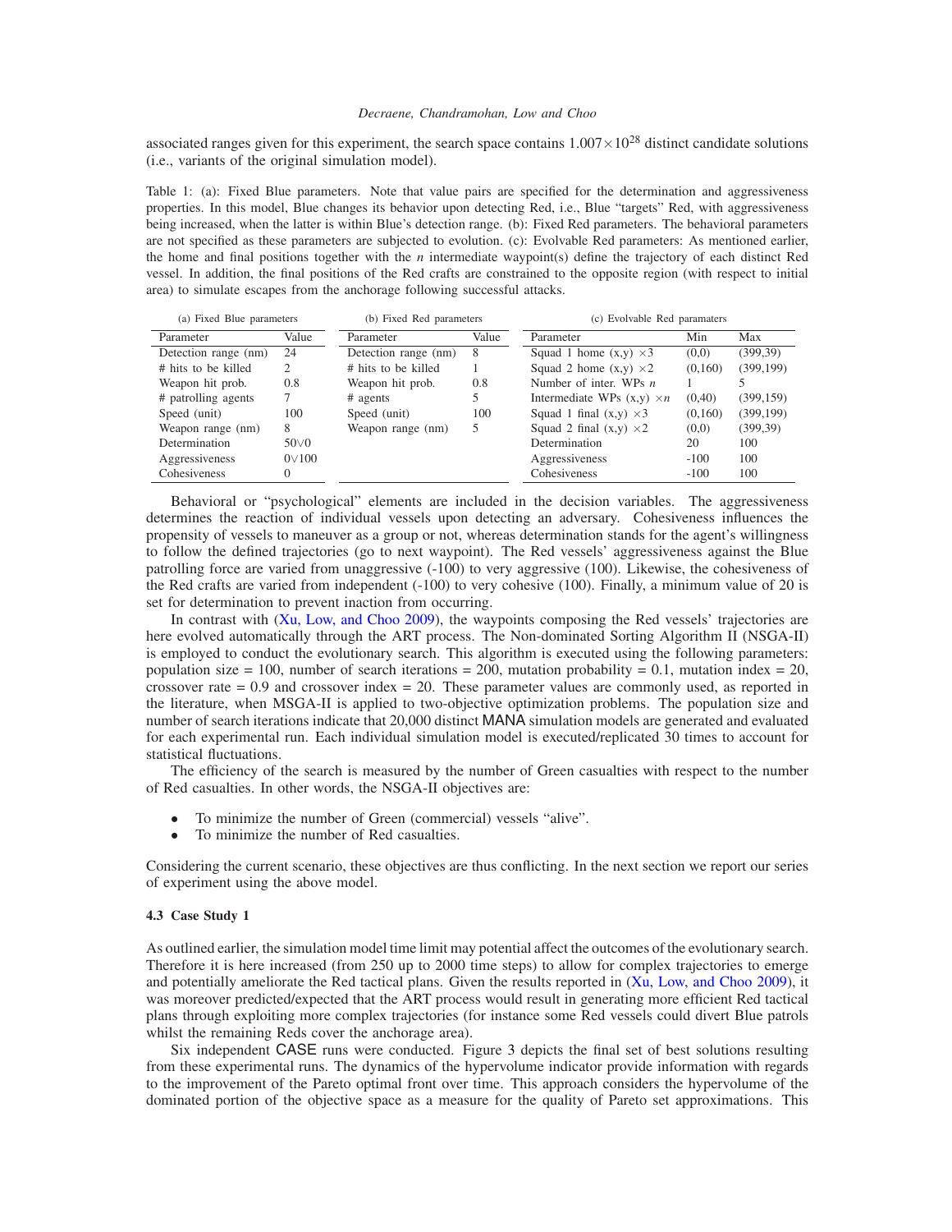associated ranges given for this experiment, the search space contains $1.007\times10^{28}$ distinct candidate solutions (i.e., variants of the original simulation model).

Table 1: (a): Fixed Blue parameters. Note that value pairs are specified for the determination and aggressiveness properties. In this model, Blue changes its behavior upon detecting Red, i.e., Blue "targets" Red, with aggressiveness being increased, when the latter is within Blue's detection range. (b): Fixed Red parameters. The behavioral parameters are not specified as these parameters are subjected to evolution. (c): Evolvable Red parameters: As mentioned earlier, the home and final positions together with the $n$ intermediate waypoint(s) define the trajectory of each distinct Red vessel. In addition, the final positions of the Red crafts are constrained to the opposite region (with respect to initial area) to simulate escapes from the anchorage following successful attacks.

(a) Fixed Blue parameters

| Parameter | Value |
|---|---|
| Detection range (nm) | 24 |
| # hits to be killed | 2 |
| Weapon hit prob. | 0.8 |
| # patrolling agents | 7 |
| Speed (unit) | 100 |
| Weapon range (nm) | 8 |
| Determination | $50\vee0$ |
| Aggressiveness | $0\vee100$ |
| Cohesiveness | 0 |

(b) Fixed Red parameters

| Parameter | Value |
|---|---|
| Detection range (nm) | 8 |
| # hits to be killed | 1 |
| Weapon hit prob. | 0.8 |
| # agents | 5 |
| Speed (unit) | 100 |
| Weapon range (nm) | 5 |

(c) Evolvable Red paramaters

| Parameter | Min | Max |
|---|---|---|
| Squad 1 home (x,y) $\times3$ | (0,0) | (399,39) |
| Squad 2 home (x,y) $\times2$ | (0,160) | (399,199) |
| Number of inter. WPs $n$ | 1 | 5 |
| Intermediate WPs (x,y) $\times n$ | (0,40) | (399,159) |
| Squad 1 final (x,y) $\times3$ | (0,160) | (399,199) |
| Squad 2 final (x,y) $\times2$ | (0,0) | (399,39) |
| Determination | 20 | 100 |
| Aggressiveness | -100 | 100 |
| Cohesiveness | -100 | 100 |

Behavioral or "psychological" elements are included in the decision variables. The aggressiveness determines the reaction of individual vessels upon detecting an adversary. Cohesiveness influences the propensity of vessels to maneuver as a group or not, whereas determination stands for the agent's willingness to follow the defined trajectories (go to next waypoint). The Red vessels' aggressiveness against the Blue patrolling force are varied from unaggressive (-100) to very aggressive (100). Likewise, the cohesiveness of the Red crafts are varied from independent (-100) to very cohesive (100). Finally, a minimum value of 20 is set for determination to prevent inaction from occurring.

In contrast with (Xu, Low, and Choo 2009), the waypoints composing the Red vessels' trajectories are here evolved automatically through the ART process. The Non-dominated Sorting Algorithm II (NSGA-II) is employed to conduct the evolutionary search. This algorithm is executed using the following parameters: population size = 100, number of search iterations = 200, mutation probability = 0.1, mutation index = 20, crossover rate = 0.9 and crossover index = 20. These parameter values are commonly used, as reported in the literature, when MSGA-II is applied to two-objective optimization problems. The population size and number of search iterations indicate that 20,000 distinct MANA simulation models are generated and evaluated for each experimental run. Each individual simulation model is executed/replicated 30 times to account for statistical fluctuations.

The efficiency of the search is measured by the number of Green casualties with respect to the number of Red casualties. In other words, the NSGA-II objectives are:

- To minimize the number of Green (commercial) vessels "alive".
- To minimize the number of Red casualties.

Considering the current scenario, these objectives are thus conflicting. In the next section we report our series of experiment using the above model.

### 4.3 Case Study 1

As outlined earlier, the simulation model time limit may potential affect the outcomes of the evolutionary search. Therefore it is here increased (from 250 up to 2000 time steps) to allow for complex trajectories to emerge and potentially ameliorate the Red tactical plans. Given the results reported in (Xu, Low, and Choo 2009), it was moreover predicted/expected that the ART process would result in generating more efficient Red tactical plans through exploiting more complex trajectories (for instance some Red vessels could divert Blue patrols whilst the remaining Reds cover the anchorage area).

Six independent CASE runs were conducted. Figure 3 depicts the final set of best solutions resulting from these experimental runs. The dynamics of the hypervolume indicator provide information with regards to the improvement of the Pareto optimal front over time. This approach considers the hypervolume of the dominated portion of the objective space as a measure for the quality of Pareto set approximations. This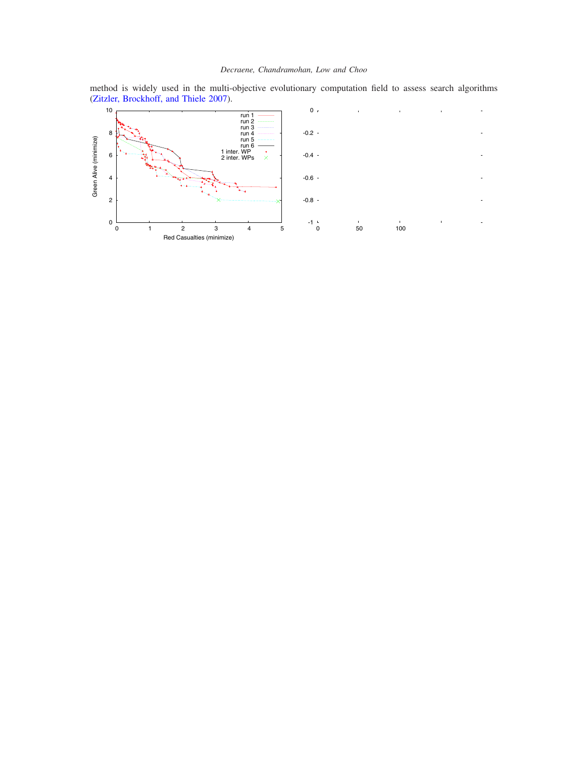method is widely used in the multi-objective evolutionary computation field to assess search algorithms (Zitzler, Brockhoff, and Thiele 2007).

Green Alive (minimize)

10
8
6
4
2
0

0 1 2 3 4 5

Red Casualties (minimize)

run 1
run 2
run 3
run 4
run 5
run 6
1 inter. WP
2 inter. WPs

0
-0.2
-0.4
-0.6
-0.8
-1

0 50 100